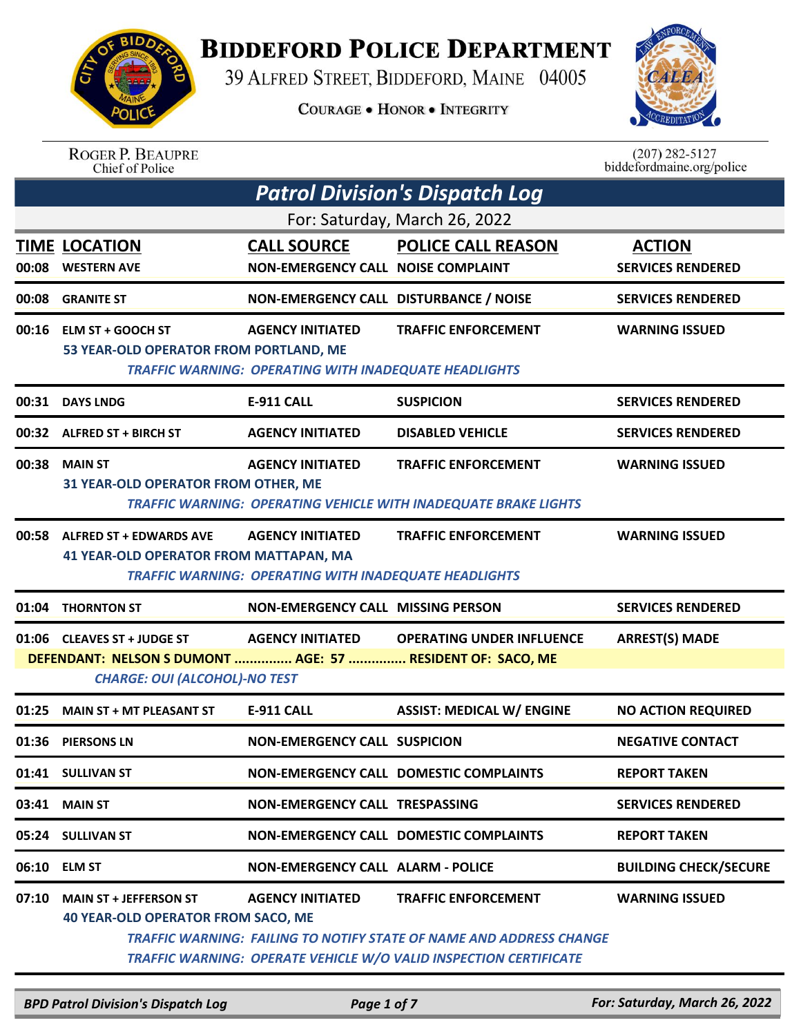# Biddeford Police Department

39 Alfred Street, Biddeford, Maine 04005

Courage • Honor • Integrity

Roger P. Beaupre
Chief of Police

(207) 282-5127
biddefordmaine.org/police

## *Patrol Division's Dispatch Log*

For: Saturday, March 26, 2022

| TIME | LOCATION | CALL SOURCE | POLICE CALL REASON | ACTION |
|---|---|---|---|---|
| 00:08 | WESTERN AVE | NON-EMERGENCY CALL | NOISE COMPLAINT | SERVICES RENDERED |
| 00:08 | GRANITE ST | NON-EMERGENCY CALL | DISTURBANCE / NOISE | SERVICES RENDERED |
| 00:16 | ELM ST + GOOCH ST | AGENCY INITIATED | TRAFFIC ENFORCEMENT | WARNING ISSUED |
| | 53 YEAR-OLD OPERATOR FROM PORTLAND, ME | | | |
| | *TRAFFIC WARNING: OPERATING WITH INADEQUATE HEADLIGHTS* | | | |
| 00:31 | DAYS LNDG | E-911 CALL | SUSPICION | SERVICES RENDERED |
| 00:32 | ALFRED ST + BIRCH ST | AGENCY INITIATED | DISABLED VEHICLE | SERVICES RENDERED |
| 00:38 | MAIN ST | AGENCY INITIATED | TRAFFIC ENFORCEMENT | WARNING ISSUED |
| | 31 YEAR-OLD OPERATOR FROM OTHER, ME | | | |
| | *TRAFFIC WARNING: OPERATING VEHICLE WITH INADEQUATE BRAKE LIGHTS* | | | |
| 00:58 | ALFRED ST + EDWARDS AVE | AGENCY INITIATED | TRAFFIC ENFORCEMENT | WARNING ISSUED |
| | 41 YEAR-OLD OPERATOR FROM MATTAPAN, MA | | | |
| | *TRAFFIC WARNING: OPERATING WITH INADEQUATE HEADLIGHTS* | | | |
| 01:04 | THORNTON ST | NON-EMERGENCY CALL | MISSING PERSON | SERVICES RENDERED |
| 01:06 | CLEAVES ST + JUDGE ST | AGENCY INITIATED | OPERATING UNDER INFLUENCE | ARREST(S) MADE |
| | DEFENDANT: NELSON S DUMONT ............... AGE: 57 ............... RESIDENT OF: SACO, ME | | | |
| | *CHARGE: OUI (ALCOHOL)-NO TEST* | | | |
| 01:25 | MAIN ST + MT PLEASANT ST | E-911 CALL | ASSIST: MEDICAL W/ ENGINE | NO ACTION REQUIRED |
| 01:36 | PIERSONS LN | NON-EMERGENCY CALL | SUSPICION | NEGATIVE CONTACT |
| 01:41 | SULLIVAN ST | NON-EMERGENCY CALL | DOMESTIC COMPLAINTS | REPORT TAKEN |
| 03:41 | MAIN ST | NON-EMERGENCY CALL | TRESPASSING | SERVICES RENDERED |
| 05:24 | SULLIVAN ST | NON-EMERGENCY CALL | DOMESTIC COMPLAINTS | REPORT TAKEN |
| 06:10 | ELM ST | NON-EMERGENCY CALL | ALARM - POLICE | BUILDING CHECK/SECURE |
| 07:10 | MAIN ST + JEFFERSON ST | AGENCY INITIATED | TRAFFIC ENFORCEMENT | WARNING ISSUED |
| | 40 YEAR-OLD OPERATOR FROM SACO, ME | | | |
| | *TRAFFIC WARNING: FAILING TO NOTIFY STATE OF NAME AND ADDRESS CHANGE* | | | |
| | *TRAFFIC WARNING: OPERATE VEHICLE W/O VALID INSPECTION CERTIFICATE* | | | |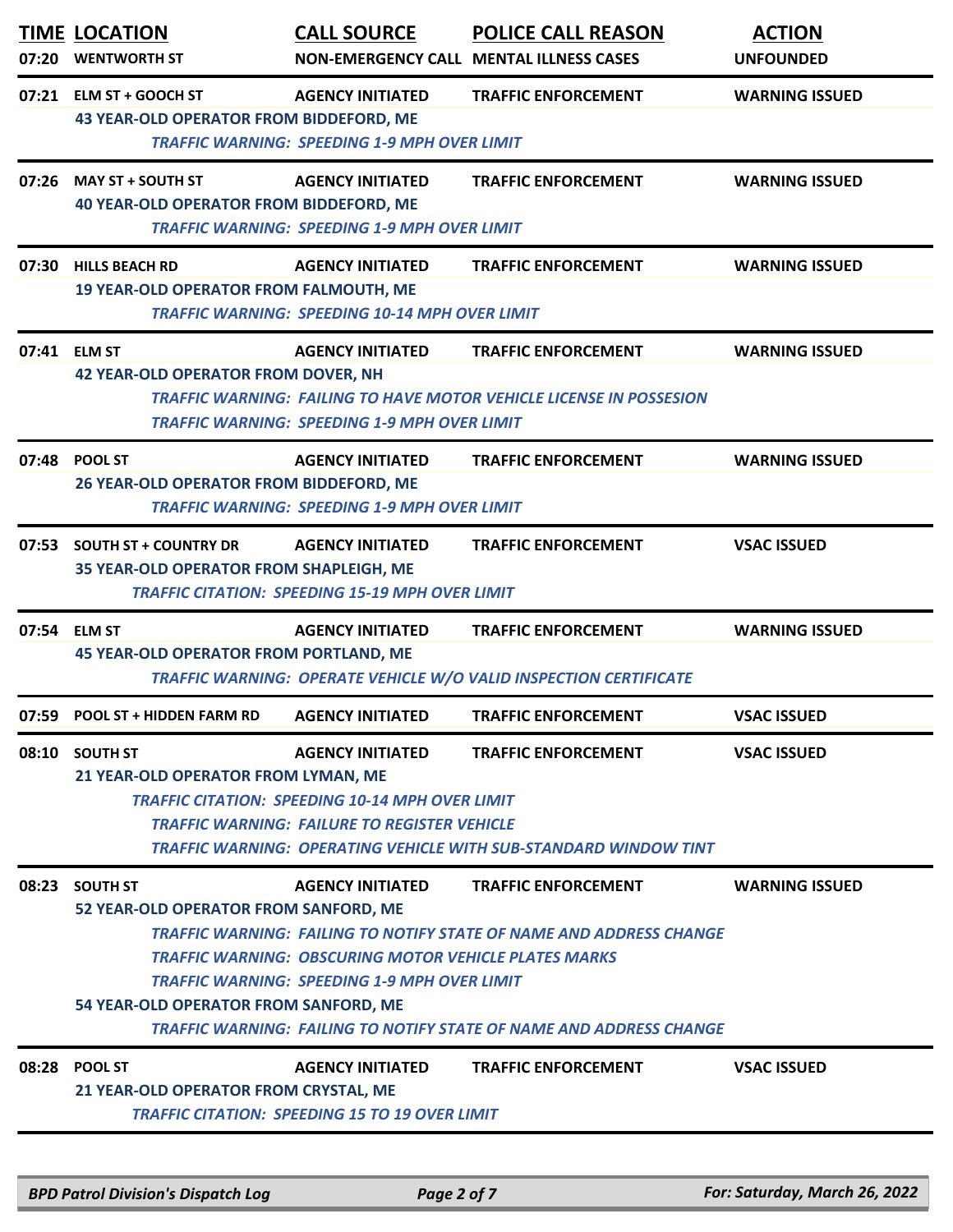| TIME | LOCATION | CALL SOURCE | POLICE CALL REASON | ACTION |
|---|---|---|---|---|
| 07:20 | WENTWORTH ST | NON-EMERGENCY CALL | MENTAL ILLNESS CASES | UNFOUNDED |
| 07:21 | ELM ST + GOOCH ST | AGENCY INITIATED | TRAFFIC ENFORCEMENT | WARNING ISSUED |
| | 43 YEAR-OLD OPERATOR FROM BIDDEFORD, ME<br>TRAFFIC WARNING: SPEEDING 1-9 MPH OVER LIMIT | | | |
| 07:26 | MAY ST + SOUTH ST | AGENCY INITIATED | TRAFFIC ENFORCEMENT | WARNING ISSUED |
| | 40 YEAR-OLD OPERATOR FROM BIDDEFORD, ME<br>TRAFFIC WARNING: SPEEDING 1-9 MPH OVER LIMIT | | | |
| 07:30 | HILLS BEACH RD | AGENCY INITIATED | TRAFFIC ENFORCEMENT | WARNING ISSUED |
| | 19 YEAR-OLD OPERATOR FROM FALMOUTH, ME<br>TRAFFIC WARNING: SPEEDING 10-14 MPH OVER LIMIT | | | |
| 07:41 | ELM ST | AGENCY INITIATED | TRAFFIC ENFORCEMENT | WARNING ISSUED |
| | 42 YEAR-OLD OPERATOR FROM DOVER, NH<br>TRAFFIC WARNING: FAILING TO HAVE MOTOR VEHICLE LICENSE IN POSSESION<br>TRAFFIC WARNING: SPEEDING 1-9 MPH OVER LIMIT | | | |
| 07:48 | POOL ST | AGENCY INITIATED | TRAFFIC ENFORCEMENT | WARNING ISSUED |
| | 26 YEAR-OLD OPERATOR FROM BIDDEFORD, ME<br>TRAFFIC WARNING: SPEEDING 1-9 MPH OVER LIMIT | | | |
| 07:53 | SOUTH ST + COUNTRY DR | AGENCY INITIATED | TRAFFIC ENFORCEMENT | VSAC ISSUED |
| | 35 YEAR-OLD OPERATOR FROM SHAPLEIGH, ME<br>TRAFFIC CITATION: SPEEDING 15-19 MPH OVER LIMIT | | | |
| 07:54 | ELM ST | AGENCY INITIATED | TRAFFIC ENFORCEMENT | WARNING ISSUED |
| | 45 YEAR-OLD OPERATOR FROM PORTLAND, ME<br>TRAFFIC WARNING: OPERATE VEHICLE W/O VALID INSPECTION CERTIFICATE | | | |
| 07:59 | POOL ST + HIDDEN FARM RD | AGENCY INITIATED | TRAFFIC ENFORCEMENT | VSAC ISSUED |
| 08:10 | SOUTH ST | AGENCY INITIATED | TRAFFIC ENFORCEMENT | VSAC ISSUED |
| | 21 YEAR-OLD OPERATOR FROM LYMAN, ME<br>TRAFFIC CITATION: SPEEDING 10-14 MPH OVER LIMIT<br>TRAFFIC WARNING: FAILURE TO REGISTER VEHICLE<br>TRAFFIC WARNING: OPERATING VEHICLE WITH SUB-STANDARD WINDOW TINT | | | |
| 08:23 | SOUTH ST | AGENCY INITIATED | TRAFFIC ENFORCEMENT | WARNING ISSUED |
| | 52 YEAR-OLD OPERATOR FROM SANFORD, ME<br>TRAFFIC WARNING: FAILING TO NOTIFY STATE OF NAME AND ADDRESS CHANGE<br>TRAFFIC WARNING: OBSCURING MOTOR VEHICLE PLATES MARKS<br>TRAFFIC WARNING: SPEEDING 1-9 MPH OVER LIMIT<br>54 YEAR-OLD OPERATOR FROM SANFORD, ME<br>TRAFFIC WARNING: FAILING TO NOTIFY STATE OF NAME AND ADDRESS CHANGE | | | |
| 08:28 | POOL ST | AGENCY INITIATED | TRAFFIC ENFORCEMENT | VSAC ISSUED |
| | 21 YEAR-OLD OPERATOR FROM CRYSTAL, ME<br>TRAFFIC CITATION: SPEEDING 15 TO 19 OVER LIMIT | | | |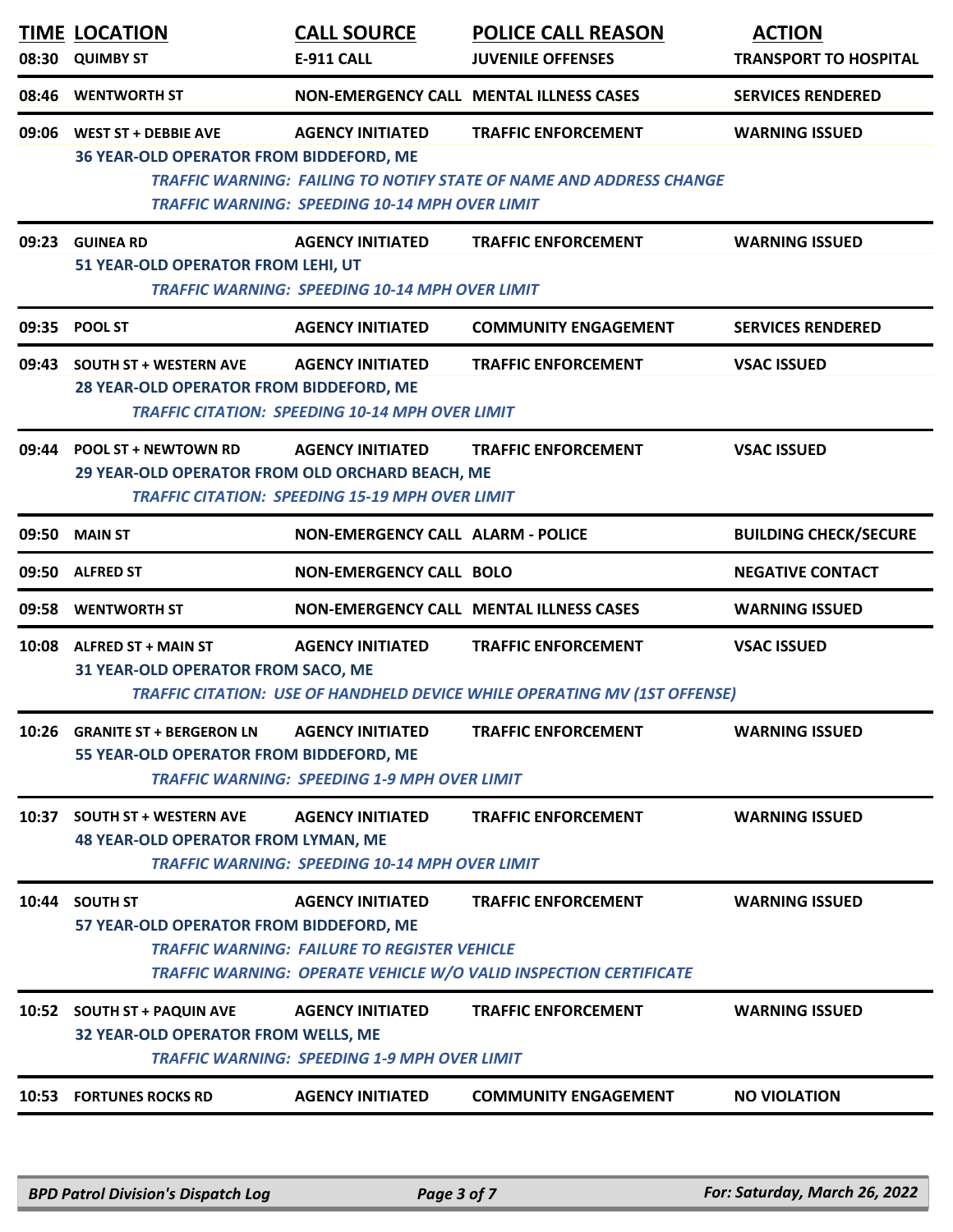| TIME | LOCATION | CALL SOURCE | POLICE CALL REASON | ACTION |
|---|---|---|---|---|
| 08:30 | QUIMBY ST | E-911 CALL | JUVENILE OFFENSES | TRANSPORT TO HOSPITAL |
| 08:46 | WENTWORTH ST | NON-EMERGENCY CALL | MENTAL ILLNESS CASES | SERVICES RENDERED |
| 09:06 | WEST ST + DEBBIE AVE | AGENCY INITIATED | TRAFFIC ENFORCEMENT | WARNING ISSUED |
| | 36 YEAR-OLD OPERATOR FROM BIDDEFORD, ME | | | |
| | | *TRAFFIC WARNING: FAILING TO NOTIFY STATE OF NAME AND ADDRESS CHANGE* | | |
| | | *TRAFFIC WARNING: SPEEDING 10-14 MPH OVER LIMIT* | | |
| 09:23 | GUINEA RD | AGENCY INITIATED | TRAFFIC ENFORCEMENT | WARNING ISSUED |
| | 51 YEAR-OLD OPERATOR FROM LEHI, UT | | | |
| | | *TRAFFIC WARNING: SPEEDING 10-14 MPH OVER LIMIT* | | |
| 09:35 | POOL ST | AGENCY INITIATED | COMMUNITY ENGAGEMENT | SERVICES RENDERED |
| 09:43 | SOUTH ST + WESTERN AVE | AGENCY INITIATED | TRAFFIC ENFORCEMENT | VSAC ISSUED |
| | 28 YEAR-OLD OPERATOR FROM BIDDEFORD, ME | | | |
| | | *TRAFFIC CITATION: SPEEDING 10-14 MPH OVER LIMIT* | | |
| 09:44 | POOL ST + NEWTOWN RD | AGENCY INITIATED | TRAFFIC ENFORCEMENT | VSAC ISSUED |
| | 29 YEAR-OLD OPERATOR FROM OLD ORCHARD BEACH, ME | | | |
| | | *TRAFFIC CITATION: SPEEDING 15-19 MPH OVER LIMIT* | | |
| 09:50 | MAIN ST | NON-EMERGENCY CALL | ALARM - POLICE | BUILDING CHECK/SECURE |
| 09:50 | ALFRED ST | NON-EMERGENCY CALL | BOLO | NEGATIVE CONTACT |
| 09:58 | WENTWORTH ST | NON-EMERGENCY CALL | MENTAL ILLNESS CASES | WARNING ISSUED |
| 10:08 | ALFRED ST + MAIN ST | AGENCY INITIATED | TRAFFIC ENFORCEMENT | VSAC ISSUED |
| | 31 YEAR-OLD OPERATOR FROM SACO, ME | | | |
| | | *TRAFFIC CITATION: USE OF HANDHELD DEVICE WHILE OPERATING MV (1ST OFFENSE)* | | |
| 10:26 | GRANITE ST + BERGERON LN | AGENCY INITIATED | TRAFFIC ENFORCEMENT | WARNING ISSUED |
| | 55 YEAR-OLD OPERATOR FROM BIDDEFORD, ME | | | |
| | | *TRAFFIC WARNING: SPEEDING 1-9 MPH OVER LIMIT* | | |
| 10:37 | SOUTH ST + WESTERN AVE | AGENCY INITIATED | TRAFFIC ENFORCEMENT | WARNING ISSUED |
| | 48 YEAR-OLD OPERATOR FROM LYMAN, ME | | | |
| | | *TRAFFIC WARNING: SPEEDING 10-14 MPH OVER LIMIT* | | |
| 10:44 | SOUTH ST | AGENCY INITIATED | TRAFFIC ENFORCEMENT | WARNING ISSUED |
| | 57 YEAR-OLD OPERATOR FROM BIDDEFORD, ME | | | |
| | | *TRAFFIC WARNING: FAILURE TO REGISTER VEHICLE* | | |
| | | *TRAFFIC WARNING: OPERATE VEHICLE W/O VALID INSPECTION CERTIFICATE* | | |
| 10:52 | SOUTH ST + PAQUIN AVE | AGENCY INITIATED | TRAFFIC ENFORCEMENT | WARNING ISSUED |
| | 32 YEAR-OLD OPERATOR FROM WELLS, ME | | | |
| | | *TRAFFIC WARNING: SPEEDING 1-9 MPH OVER LIMIT* | | |
| 10:53 | FORTUNES ROCKS RD | AGENCY INITIATED | COMMUNITY ENGAGEMENT | NO VIOLATION |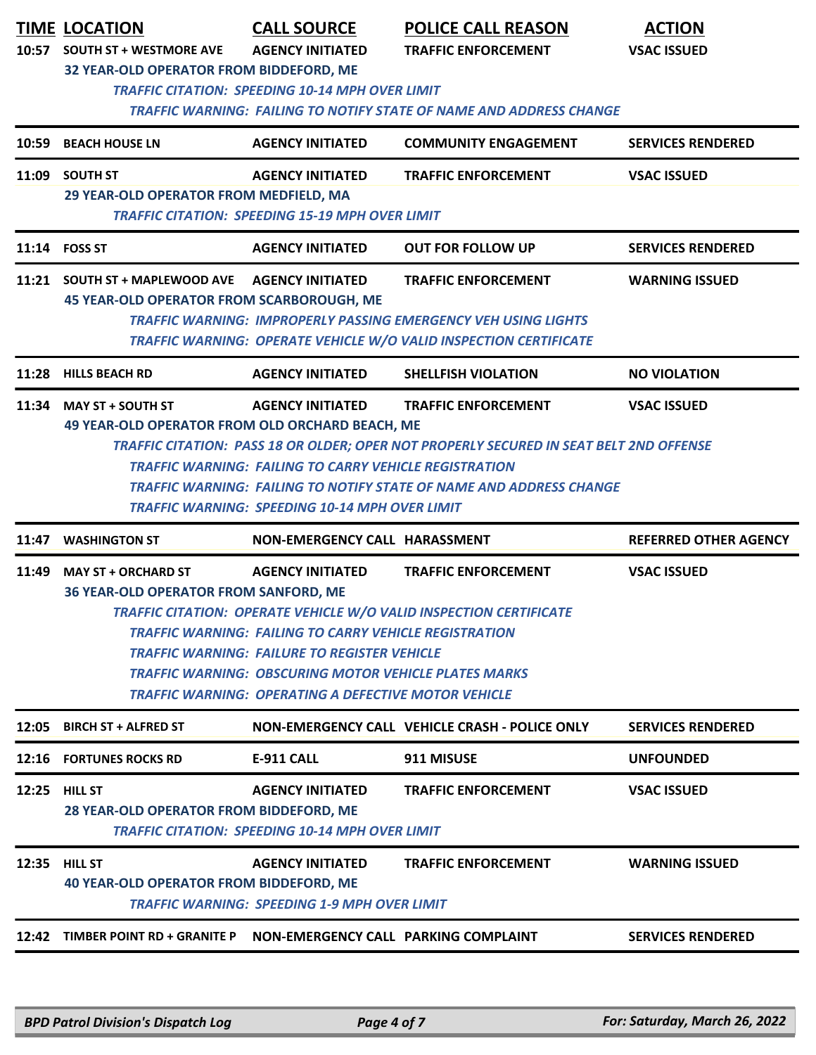| TIME | LOCATION | CALL SOURCE | POLICE CALL REASON | ACTION |
|---|---|---|---|---|
| 10:57 | SOUTH ST + WESTMORE AVE | AGENCY INITIATED | TRAFFIC ENFORCEMENT | VSAC ISSUED |
| | 32 YEAR-OLD OPERATOR FROM BIDDEFORD, ME<br>*TRAFFIC CITATION: SPEEDING 10-14 MPH OVER LIMIT*<br>*TRAFFIC WARNING: FAILING TO NOTIFY STATE OF NAME AND ADDRESS CHANGE* | | | |
| 10:59 | BEACH HOUSE LN | AGENCY INITIATED | COMMUNITY ENGAGEMENT | SERVICES RENDERED |
| 11:09 | SOUTH ST | AGENCY INITIATED | TRAFFIC ENFORCEMENT | VSAC ISSUED |
| | 29 YEAR-OLD OPERATOR FROM MEDFIELD, MA<br>*TRAFFIC CITATION: SPEEDING 15-19 MPH OVER LIMIT* | | | |
| 11:14 | FOSS ST | AGENCY INITIATED | OUT FOR FOLLOW UP | SERVICES RENDERED |
| 11:21 | SOUTH ST + MAPLEWOOD AVE | AGENCY INITIATED | TRAFFIC ENFORCEMENT | WARNING ISSUED |
| | 45 YEAR-OLD OPERATOR FROM SCARBOROUGH, ME<br>*TRAFFIC WARNING: IMPROPERLY PASSING EMERGENCY VEH USING LIGHTS*<br>*TRAFFIC WARNING: OPERATE VEHICLE W/O VALID INSPECTION CERTIFICATE* | | | |
| 11:28 | HILLS BEACH RD | AGENCY INITIATED | SHELLFISH VIOLATION | NO VIOLATION |
| 11:34 | MAY ST + SOUTH ST | AGENCY INITIATED | TRAFFIC ENFORCEMENT | VSAC ISSUED |
| | 49 YEAR-OLD OPERATOR FROM OLD ORCHARD BEACH, ME<br>*TRAFFIC CITATION: PASS 18 OR OLDER; OPER NOT PROPERLY SECURED IN SEAT BELT 2ND OFFENSE*<br>*TRAFFIC WARNING: FAILING TO CARRY VEHICLE REGISTRATION*<br>*TRAFFIC WARNING: FAILING TO NOTIFY STATE OF NAME AND ADDRESS CHANGE*<br>*TRAFFIC WARNING: SPEEDING 10-14 MPH OVER LIMIT* | | | |
| 11:47 | WASHINGTON ST | NON-EMERGENCY CALL | HARASSMENT | REFERRED OTHER AGENCY |
| 11:49 | MAY ST + ORCHARD ST | AGENCY INITIATED | TRAFFIC ENFORCEMENT | VSAC ISSUED |
| | 36 YEAR-OLD OPERATOR FROM SANFORD, ME<br>*TRAFFIC CITATION: OPERATE VEHICLE W/O VALID INSPECTION CERTIFICATE*<br>*TRAFFIC WARNING: FAILING TO CARRY VEHICLE REGISTRATION*<br>*TRAFFIC WARNING: FAILURE TO REGISTER VEHICLE*<br>*TRAFFIC WARNING: OBSCURING MOTOR VEHICLE PLATES MARKS*<br>*TRAFFIC WARNING: OPERATING A DEFECTIVE MOTOR VEHICLE* | | | |
| 12:05 | BIRCH ST + ALFRED ST | NON-EMERGENCY CALL | VEHICLE CRASH - POLICE ONLY | SERVICES RENDERED |
| 12:16 | FORTUNES ROCKS RD | E-911 CALL | 911 MISUSE | UNFOUNDED |
| 12:25 | HILL ST | AGENCY INITIATED | TRAFFIC ENFORCEMENT | VSAC ISSUED |
| | 28 YEAR-OLD OPERATOR FROM BIDDEFORD, ME<br>*TRAFFIC CITATION: SPEEDING 10-14 MPH OVER LIMIT* | | | |
| 12:35 | HILL ST | AGENCY INITIATED | TRAFFIC ENFORCEMENT | WARNING ISSUED |
| | 40 YEAR-OLD OPERATOR FROM BIDDEFORD, ME<br>*TRAFFIC WARNING: SPEEDING 1-9 MPH OVER LIMIT* | | | |
| 12:42 | TIMBER POINT RD + GRANITE P | NON-EMERGENCY CALL | PARKING COMPLAINT | SERVICES RENDERED |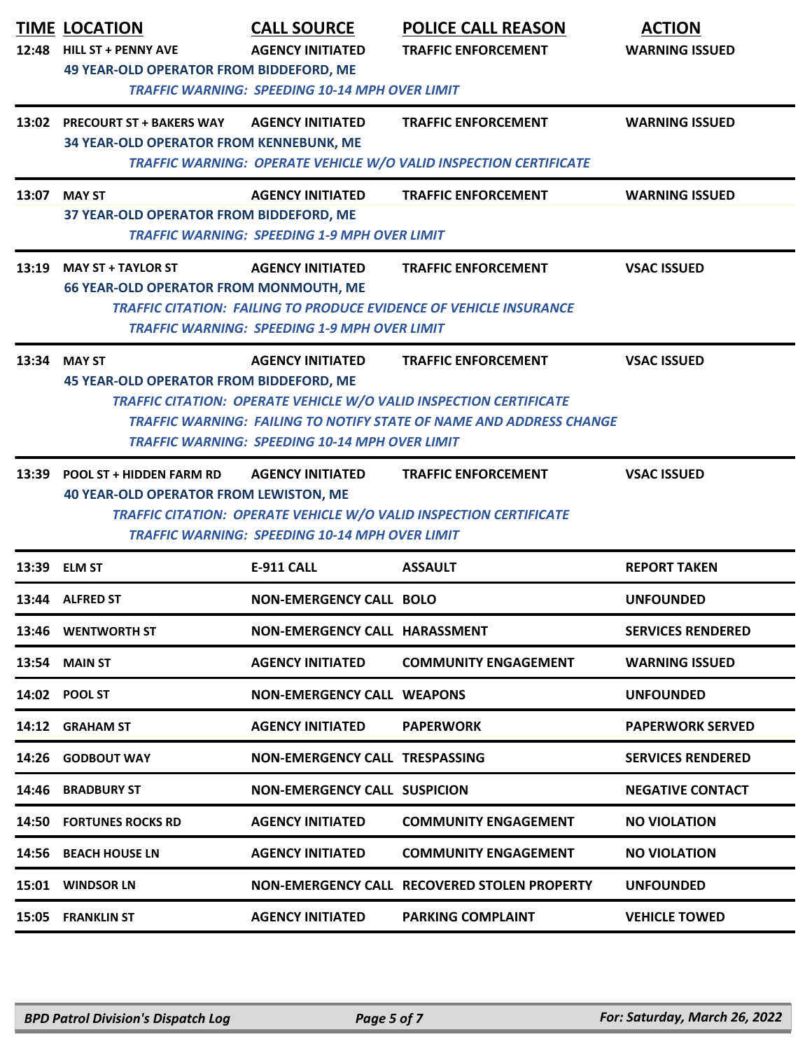| TIME | LOCATION | CALL SOURCE | POLICE CALL REASON | ACTION |
|---|---|---|---|---|
| 12:48 | HILL ST + PENNY AVE | AGENCY INITIATED | TRAFFIC ENFORCEMENT | WARNING ISSUED |
| | 49 YEAR-OLD OPERATOR FROM BIDDEFORD, ME | | | |
| | *TRAFFIC WARNING: SPEEDING 10-14 MPH OVER LIMIT* | | | |
| 13:02 | PRECOURT ST + BAKERS WAY | AGENCY INITIATED | TRAFFIC ENFORCEMENT | WARNING ISSUED |
| | 34 YEAR-OLD OPERATOR FROM KENNEBUNK, ME | | | |
| | *TRAFFIC WARNING: OPERATE VEHICLE W/O VALID INSPECTION CERTIFICATE* | | | |
| 13:07 | MAY ST | AGENCY INITIATED | TRAFFIC ENFORCEMENT | WARNING ISSUED |
| | 37 YEAR-OLD OPERATOR FROM BIDDEFORD, ME | | | |
| | *TRAFFIC WARNING: SPEEDING 1-9 MPH OVER LIMIT* | | | |
| 13:19 | MAY ST + TAYLOR ST | AGENCY INITIATED | TRAFFIC ENFORCEMENT | VSAC ISSUED |
| | 66 YEAR-OLD OPERATOR FROM MONMOUTH, ME | | | |
| | *TRAFFIC CITATION: FAILING TO PRODUCE EVIDENCE OF VEHICLE INSURANCE* | | | |
| | *TRAFFIC WARNING: SPEEDING 1-9 MPH OVER LIMIT* | | | |
| 13:34 | MAY ST | AGENCY INITIATED | TRAFFIC ENFORCEMENT | VSAC ISSUED |
| | 45 YEAR-OLD OPERATOR FROM BIDDEFORD, ME | | | |
| | *TRAFFIC CITATION: OPERATE VEHICLE W/O VALID INSPECTION CERTIFICATE* | | | |
| | *TRAFFIC WARNING: FAILING TO NOTIFY STATE OF NAME AND ADDRESS CHANGE* | | | |
| | *TRAFFIC WARNING: SPEEDING 10-14 MPH OVER LIMIT* | | | |
| 13:39 | POOL ST + HIDDEN FARM RD | AGENCY INITIATED | TRAFFIC ENFORCEMENT | VSAC ISSUED |
| | 40 YEAR-OLD OPERATOR FROM LEWISTON, ME | | | |
| | *TRAFFIC CITATION: OPERATE VEHICLE W/O VALID INSPECTION CERTIFICATE* | | | |
| | *TRAFFIC WARNING: SPEEDING 10-14 MPH OVER LIMIT* | | | |
| 13:39 | ELM ST | E-911 CALL | ASSAULT | REPORT TAKEN |
| 13:44 | ALFRED ST | NON-EMERGENCY CALL | BOLO | UNFOUNDED |
| 13:46 | WENTWORTH ST | NON-EMERGENCY CALL | HARASSMENT | SERVICES RENDERED |
| 13:54 | MAIN ST | AGENCY INITIATED | COMMUNITY ENGAGEMENT | WARNING ISSUED |
| 14:02 | POOL ST | NON-EMERGENCY CALL | WEAPONS | UNFOUNDED |
| 14:12 | GRAHAM ST | AGENCY INITIATED | PAPERWORK | PAPERWORK SERVED |
| 14:26 | GODBOUT WAY | NON-EMERGENCY CALL | TRESPASSING | SERVICES RENDERED |
| 14:46 | BRADBURY ST | NON-EMERGENCY CALL | SUSPICION | NEGATIVE CONTACT |
| 14:50 | FORTUNES ROCKS RD | AGENCY INITIATED | COMMUNITY ENGAGEMENT | NO VIOLATION |
| 14:56 | BEACH HOUSE LN | AGENCY INITIATED | COMMUNITY ENGAGEMENT | NO VIOLATION |
| 15:01 | WINDSOR LN | NON-EMERGENCY CALL | RECOVERED STOLEN PROPERTY | UNFOUNDED |
| 15:05 | FRANKLIN ST | AGENCY INITIATED | PARKING COMPLAINT | VEHICLE TOWED |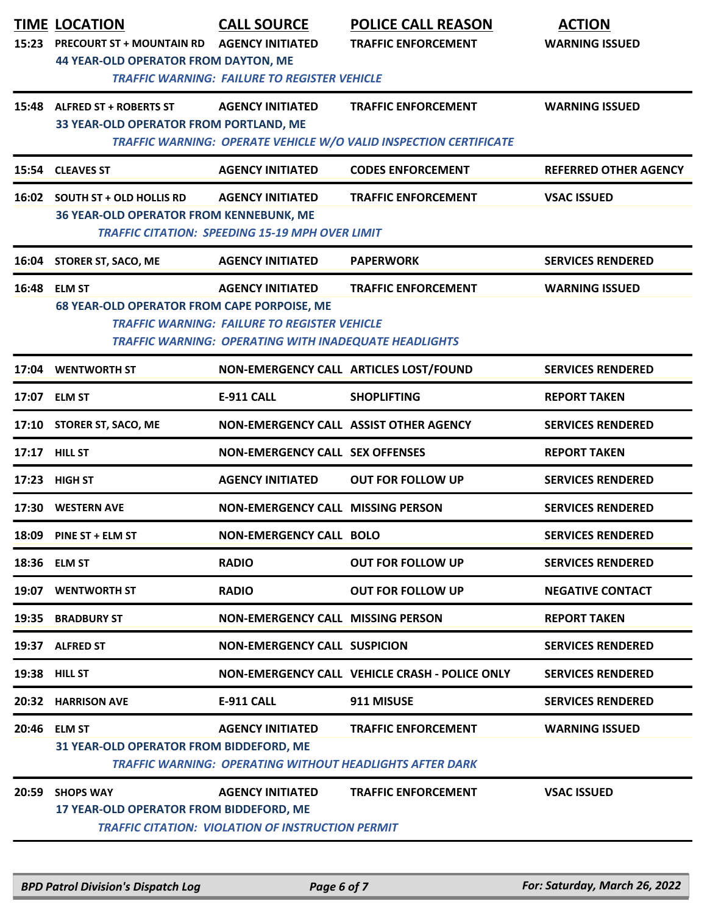| TIME | LOCATION | CALL SOURCE | POLICE CALL REASON | ACTION |
|---|---|---|---|---|
| 15:23 | PRECOURT ST + MOUNTAIN RD | AGENCY INITIATED | TRAFFIC ENFORCEMENT | WARNING ISSUED |
| | 44 YEAR-OLD OPERATOR FROM DAYTON, ME<br>*TRAFFIC WARNING: FAILURE TO REGISTER VEHICLE* | | | |
| 15:48 | ALFRED ST + ROBERTS ST | AGENCY INITIATED | TRAFFIC ENFORCEMENT | WARNING ISSUED |
| | 33 YEAR-OLD OPERATOR FROM PORTLAND, ME<br>*TRAFFIC WARNING: OPERATE VEHICLE W/O VALID INSPECTION CERTIFICATE* | | | |
| 15:54 | CLEAVES ST | AGENCY INITIATED | CODES ENFORCEMENT | REFERRED OTHER AGENCY |
| 16:02 | SOUTH ST + OLD HOLLIS RD | AGENCY INITIATED | TRAFFIC ENFORCEMENT | VSAC ISSUED |
| | 36 YEAR-OLD OPERATOR FROM KENNEBUNK, ME<br>*TRAFFIC CITATION: SPEEDING 15-19 MPH OVER LIMIT* | | | |
| 16:04 | STORER ST, SACO, ME | AGENCY INITIATED | PAPERWORK | SERVICES RENDERED |
| 16:48 | ELM ST | AGENCY INITIATED | TRAFFIC ENFORCEMENT | WARNING ISSUED |
| | 68 YEAR-OLD OPERATOR FROM CAPE PORPOISE, ME<br>*TRAFFIC WARNING: FAILURE TO REGISTER VEHICLE*<br>*TRAFFIC WARNING: OPERATING WITH INADEQUATE HEADLIGHTS* | | | |
| 17:04 | WENTWORTH ST | NON-EMERGENCY CALL | ARTICLES LOST/FOUND | SERVICES RENDERED |
| 17:07 | ELM ST | E-911 CALL | SHOPLIFTING | REPORT TAKEN |
| 17:10 | STORER ST, SACO, ME | NON-EMERGENCY CALL | ASSIST OTHER AGENCY | SERVICES RENDERED |
| 17:17 | HILL ST | NON-EMERGENCY CALL | SEX OFFENSES | REPORT TAKEN |
| 17:23 | HIGH ST | AGENCY INITIATED | OUT FOR FOLLOW UP | SERVICES RENDERED |
| 17:30 | WESTERN AVE | NON-EMERGENCY CALL | MISSING PERSON | SERVICES RENDERED |
| 18:09 | PINE ST + ELM ST | NON-EMERGENCY CALL | BOLO | SERVICES RENDERED |
| 18:36 | ELM ST | RADIO | OUT FOR FOLLOW UP | SERVICES RENDERED |
| 19:07 | WENTWORTH ST | RADIO | OUT FOR FOLLOW UP | NEGATIVE CONTACT |
| 19:35 | BRADBURY ST | NON-EMERGENCY CALL | MISSING PERSON | REPORT TAKEN |
| 19:37 | ALFRED ST | NON-EMERGENCY CALL | SUSPICION | SERVICES RENDERED |
| 19:38 | HILL ST | NON-EMERGENCY CALL | VEHICLE CRASH - POLICE ONLY | SERVICES RENDERED |
| 20:32 | HARRISON AVE | E-911 CALL | 911 MISUSE | SERVICES RENDERED |
| 20:46 | ELM ST | AGENCY INITIATED | TRAFFIC ENFORCEMENT | WARNING ISSUED |
| | 31 YEAR-OLD OPERATOR FROM BIDDEFORD, ME<br>*TRAFFIC WARNING: OPERATING WITHOUT HEADLIGHTS AFTER DARK* | | | |
| 20:59 | SHOPS WAY | AGENCY INITIATED | TRAFFIC ENFORCEMENT | VSAC ISSUED |
| | 17 YEAR-OLD OPERATOR FROM BIDDEFORD, ME<br>*TRAFFIC CITATION: VIOLATION OF INSTRUCTION PERMIT* | | | |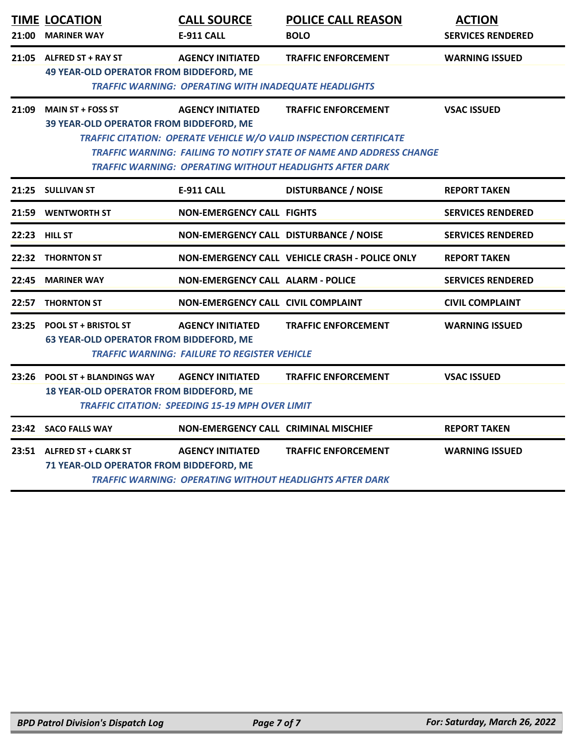| TIME | LOCATION | CALL SOURCE | POLICE CALL REASON | ACTION |
|---|---|---|---|---|
| 21:00 | MARINER WAY | E-911 CALL | BOLO | SERVICES RENDERED |
| 21:05 | ALFRED ST + RAY ST | AGENCY INITIATED | TRAFFIC ENFORCEMENT | WARNING ISSUED |
| | 49 YEAR-OLD OPERATOR FROM BIDDEFORD, ME | | | |
| | *TRAFFIC WARNING: OPERATING WITH INADEQUATE HEADLIGHTS* | | | |
| 21:09 | MAIN ST + FOSS ST | AGENCY INITIATED | TRAFFIC ENFORCEMENT | VSAC ISSUED |
| | 39 YEAR-OLD OPERATOR FROM BIDDEFORD, ME | | | |
| | *TRAFFIC CITATION: OPERATE VEHICLE W/O VALID INSPECTION CERTIFICATE* | | | |
| | *TRAFFIC WARNING: FAILING TO NOTIFY STATE OF NAME AND ADDRESS CHANGE* | | | |
| | *TRAFFIC WARNING: OPERATING WITHOUT HEADLIGHTS AFTER DARK* | | | |
| 21:25 | SULLIVAN ST | E-911 CALL | DISTURBANCE / NOISE | REPORT TAKEN |
| 21:59 | WENTWORTH ST | NON-EMERGENCY CALL | FIGHTS | SERVICES RENDERED |
| 22:23 | HILL ST | NON-EMERGENCY CALL | DISTURBANCE / NOISE | SERVICES RENDERED |
| 22:32 | THORNTON ST | NON-EMERGENCY CALL | VEHICLE CRASH - POLICE ONLY | REPORT TAKEN |
| 22:45 | MARINER WAY | NON-EMERGENCY CALL | ALARM - POLICE | SERVICES RENDERED |
| 22:57 | THORNTON ST | NON-EMERGENCY CALL | CIVIL COMPLAINT | CIVIL COMPLAINT |
| 23:25 | POOL ST + BRISTOL ST | AGENCY INITIATED | TRAFFIC ENFORCEMENT | WARNING ISSUED |
| | 63 YEAR-OLD OPERATOR FROM BIDDEFORD, ME | | | |
| | *TRAFFIC WARNING: FAILURE TO REGISTER VEHICLE* | | | |
| 23:26 | POOL ST + BLANDINGS WAY | AGENCY INITIATED | TRAFFIC ENFORCEMENT | VSAC ISSUED |
| | 18 YEAR-OLD OPERATOR FROM BIDDEFORD, ME | | | |
| | *TRAFFIC CITATION: SPEEDING 15-19 MPH OVER LIMIT* | | | |
| 23:42 | SACO FALLS WAY | NON-EMERGENCY CALL | CRIMINAL MISCHIEF | REPORT TAKEN |
| 23:51 | ALFRED ST + CLARK ST | AGENCY INITIATED | TRAFFIC ENFORCEMENT | WARNING ISSUED |
| | 71 YEAR-OLD OPERATOR FROM BIDDEFORD, ME | | | |
| | *TRAFFIC WARNING: OPERATING WITHOUT HEADLIGHTS AFTER DARK* | | | |